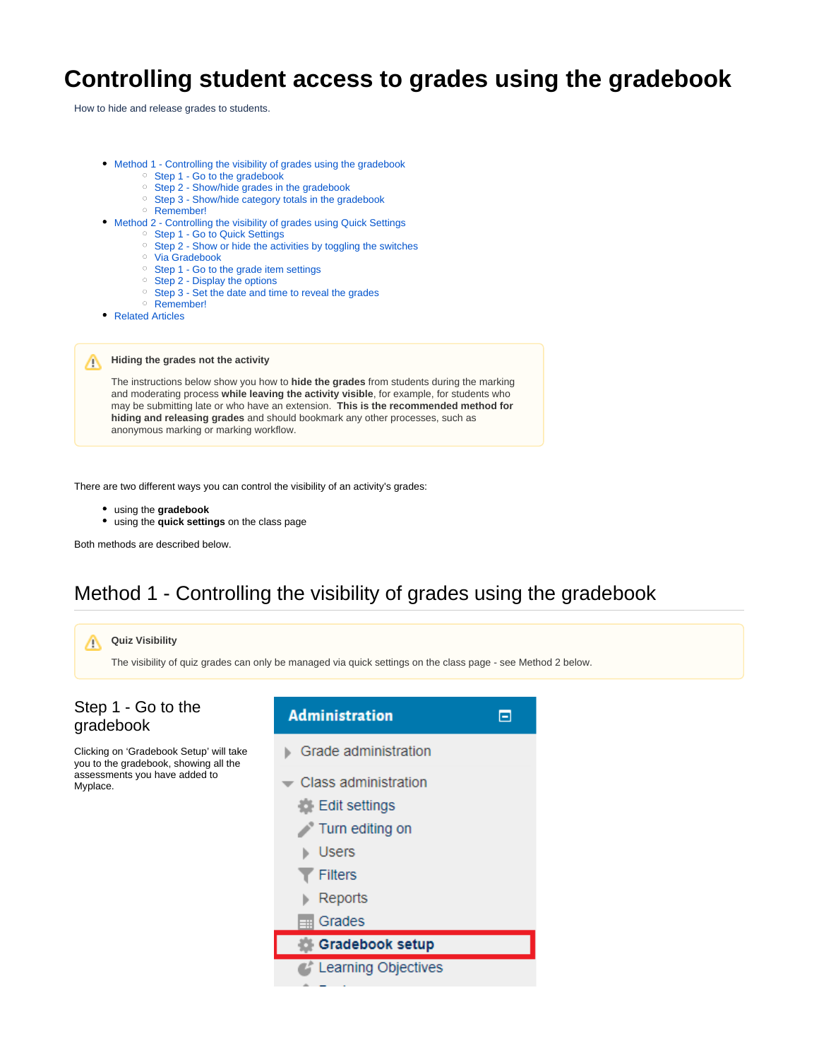# Controlling student access to grades using the gradebook

How to hide and release grades to students.

- Method 1 - Controlling the visibility of grades using the gradebook
  - Step 1 - Go to the gradebook
  - Step 2 - Show/hide grades in the gradebook
  - Step 3 - Show/hide category totals in the gradebook
  - Remember!
- Method 2 - Controlling the visibility of grades using Quick Settings
  - Step 1 - Go to Quick Settings
  - Step 2 - Show or hide the activities by toggling the switches
  - Via Gradebook
  - Step 1 - Go to the grade item settings
  - Step 2 - Display the options
  - Step 3 - Set the date and time to reveal the grades
  - Remember!
- Related Articles

> **Hiding the grades not the activity**
>
> The instructions below show you how to **hide the grades** from students during the marking and moderating process **while leaving the activity visible**, for example, for students who may be submitting late or who have an extension. **This is the recommended method for hiding and releasing grades** and should bookmark any other processes, such as anonymous marking or marking workflow.

There are two different ways you can control the visibility of an activity's grades:

- using the **gradebook**
- using the **quick settings** on the class page

Both methods are described below.

## Method 1 - Controlling the visibility of grades using the gradebook

> **Quiz Visibility**
>
> The visibility of quiz grades can only be managed via quick settings on the class page - see Method 2 below.

### Step 1 - Go to the gradebook

Clicking on 'Gradebook Setup' will take you to the gradebook, showing all the assessments you have added to Myplace.

**Administration**

- Grade administration
- Class administration
  - Edit settings
  - Turn editing on
  - Users
  - Filters
  - Reports
  - Grades
  - **Gradebook setup**
  - Learning Objectives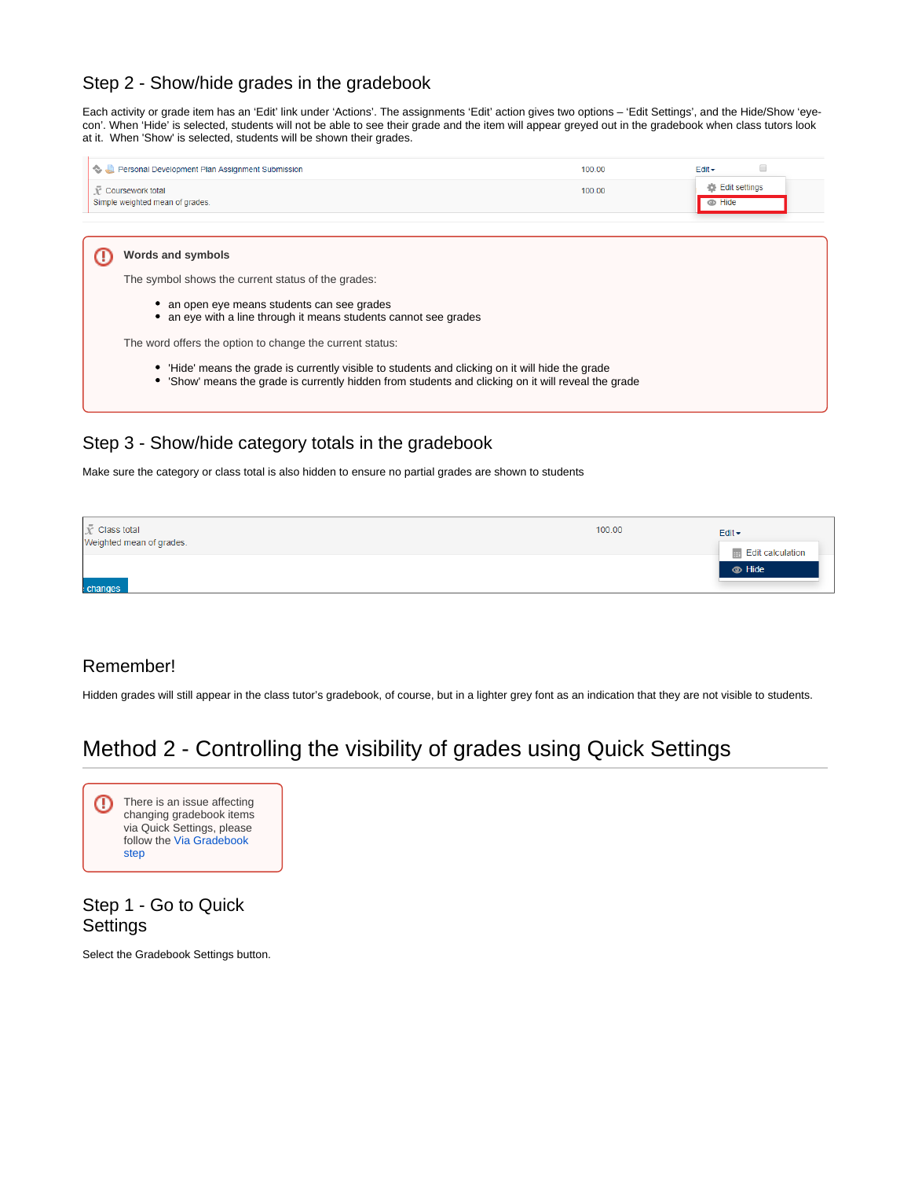## Step 2 - Show/hide grades in the gradebook

Each activity or grade item has an 'Edit' link under 'Actions'. The assignments 'Edit' action gives two options – 'Edit Settings', and the Hide/Show 'eye-con'. When 'Hide' is selected, students will not be able to see their grade and the item will appear greyed out in the gradebook when class tutors look at it. When 'Show' is selected, students will be shown their grades.

**Words and symbols**

The symbol shows the current status of the grades:

- an open eye means students can see grades
- an eye with a line through it means students cannot see grades

The word offers the option to change the current status:

- 'Hide' means the grade is currently visible to students and clicking on it will hide the grade
- 'Show' means the grade is currently hidden from students and clicking on it will reveal the grade

## Step 3 - Show/hide category totals in the gradebook

Make sure the category or class total is also hidden to ensure no partial grades are shown to students

## Remember!

Hidden grades will still appear in the class tutor's gradebook, of course, but in a lighter grey font as an indication that they are not visible to students.

# Method 2 - Controlling the visibility of grades using Quick Settings

There is an issue affecting changing gradebook items via Quick Settings, please follow the Via Gradebook step

## Step 1 - Go to Quick Settings

Select the Gradebook Settings button.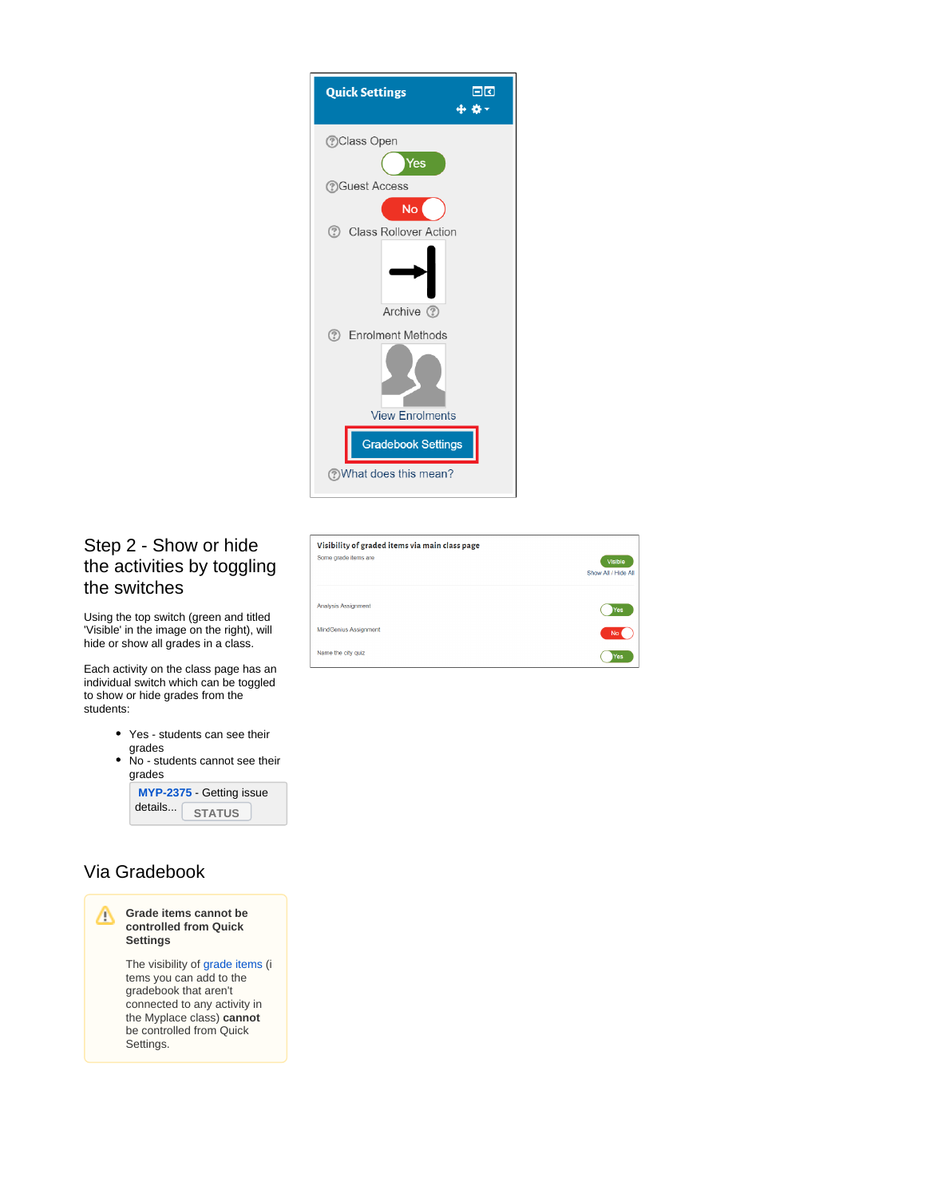## Step 2 - Show or hide the activities by toggling the switches

Using the top switch (green and titled 'Visible' in the image on the right), will hide or show all grades in a class.

Each activity on the class page has an individual switch which can be toggled to show or hide grades from the students:

- Yes - students can see their grades
- No - students cannot see their grades

MYP-2375 - Getting issue details... STATUS

## Via Gradebook

**Grade items cannot be controlled from Quick Settings**

The visibility of grade items (items you can add to the gradebook that aren't connected to any activity in the Myplace class) **cannot** be controlled from Quick Settings.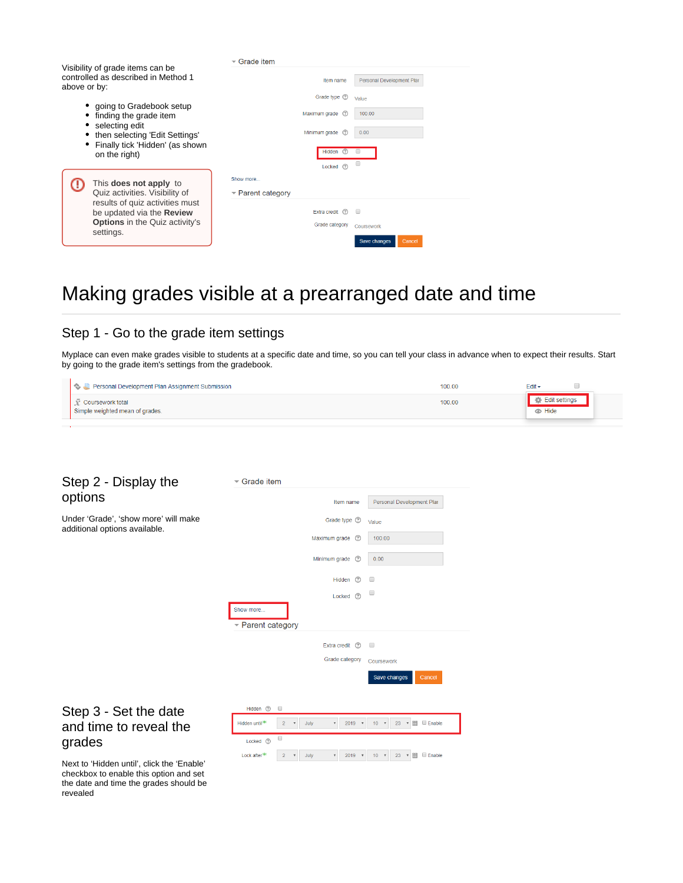Visibility of grade items can be controlled as described in Method 1 above or by:

- going to Gradebook setup
- finding the grade item
- selecting edit
- then selecting 'Edit Settings'
- Finally tick 'Hidden' (as shown on the right)

> This **does not apply** to Quiz activities. Visibility of results of quiz activities must be updated via the **Review Options** in the Quiz activity's settings.

# Making grades visible at a prearranged date and time

## Step 1 - Go to the grade item settings

Myplace can even make grades visible to students at a specific date and time, so you can tell your class in advance when to expect their results. Start by going to the grade item's settings from the gradebook.

## Step 2 - Display the options

Under 'Grade', 'show more' will make additional options available.

## Step 3 - Set the date and time to reveal the grades

Next to 'Hidden until', click the 'Enable' checkbox to enable this option and set the date and time the grades should be revealed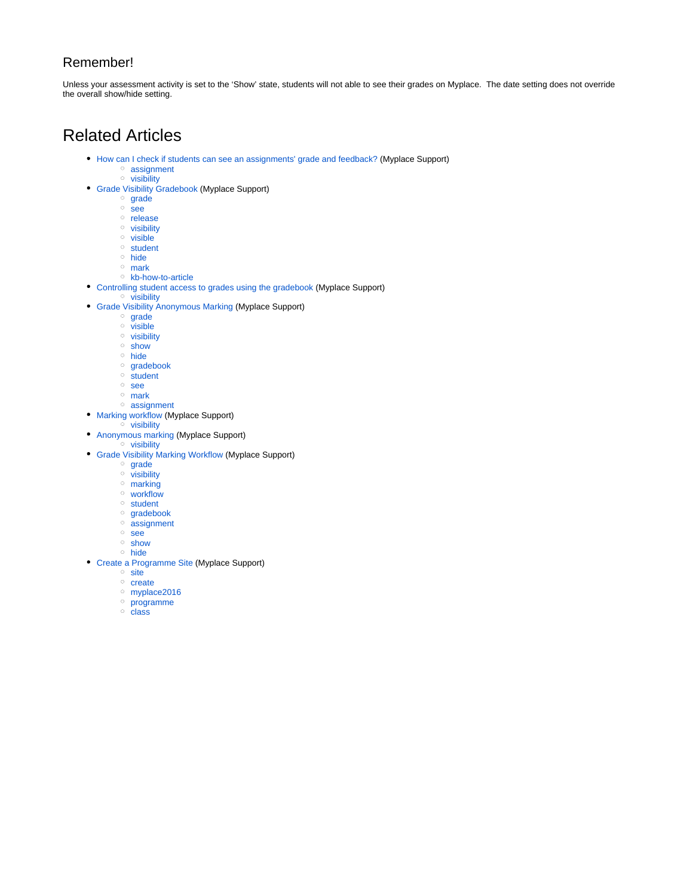### Remember!

Unless your assessment activity is set to the 'Show' state, students will not able to see their grades on Myplace. The date setting does not override the overall show/hide setting.

## Related Articles

- How can I check if students can see an assignments' grade and feedback? (Myplace Support)
  - assignment
  - visibility
- Grade Visibility Gradebook (Myplace Support)
  - grade
  - see
  - release
  - visibility
  - visible
  - student
  - hide
  - mark
  - kb-how-to-article
- Controlling student access to grades using the gradebook (Myplace Support)
  - visibility
- Grade Visibility Anonymous Marking (Myplace Support)
  - grade
  - visible
  - visibility
  - show
  - hide
  - gradebook
  - student
  - see
  - mark
  - assignment
- Marking workflow (Myplace Support)
  - visibility
- Anonymous marking (Myplace Support)
  - visibility
- Grade Visibility Marking Workflow (Myplace Support)
  - grade
  - visibility
  - marking
  - workflow
  - student
  - gradebook
  - assignment
  - see
  - show
  - hide
- Create a Programme Site (Myplace Support)
  - site
  - create
  - myplace2016
  - programme
  - class